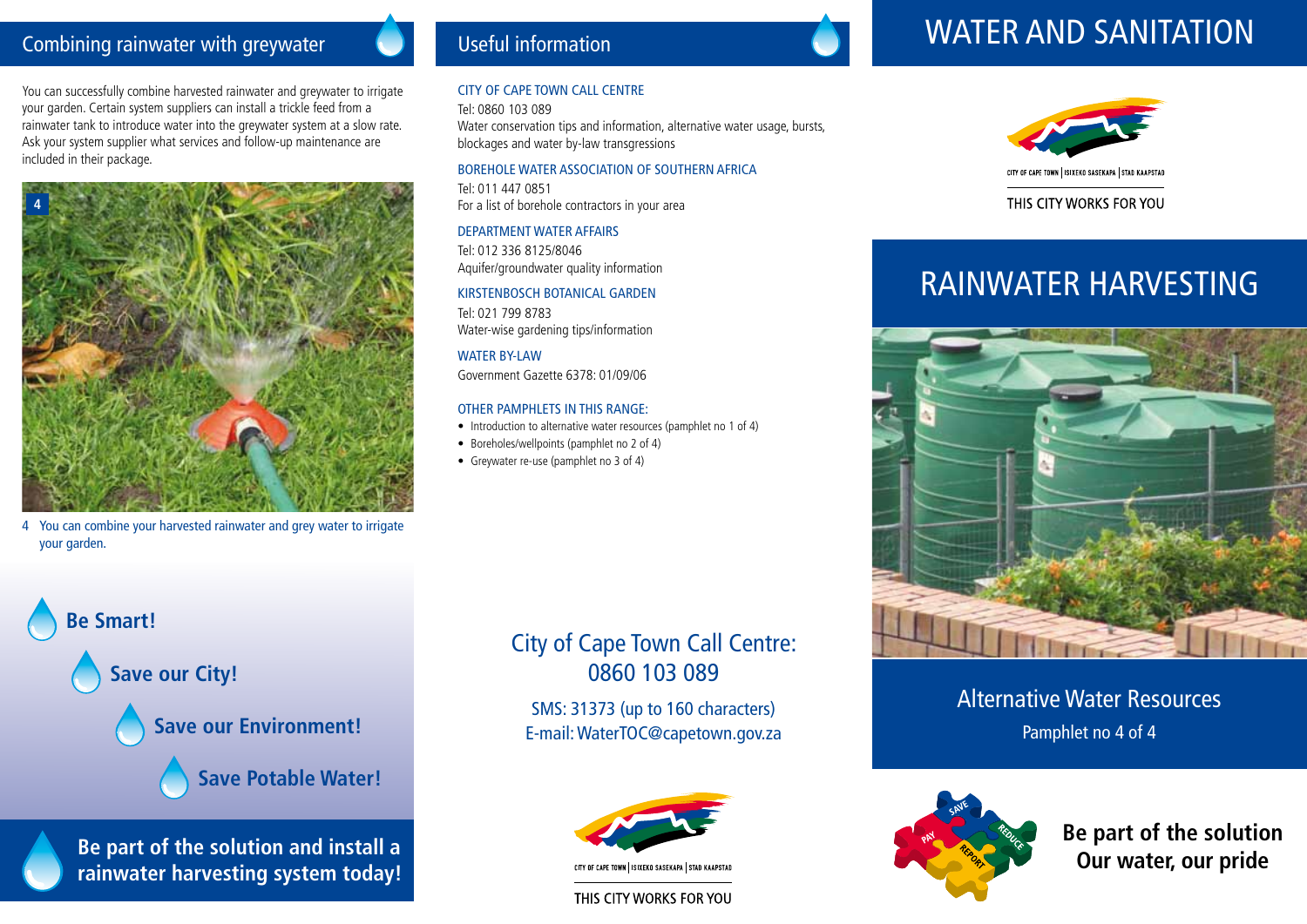## Combining rainwater with greywater

You can successfully combine harvested rainwater and greywater to irrigate your garden. Certain system suppliers can install a trickle feed from a rainwater tank to introduce water into the greywater system at a slow rate. Ask your system supplier what services and follow-up maintenance are included in their package.

4 You can combine your harvested rainwater and grey water to irrigate your garden.

**Be Smart!**

**Save our City!**

**Save our Environment!**

**Save Potable Water!**

**Be part of the solution and install a rainwater harvesting system today!**

## Useful information

CITY OF CAPE TOWN CALL CENTRE
Tel: 0860 103 089
Water conservation tips and information, alternative water usage, bursts, blockages and water by-law transgressions

BOREHOLE WATER ASSOCIATION OF SOUTHERN AFRICA
Tel: 011 447 0851
For a list of borehole contractors in your area

DEPARTMENT WATER AFFAIRS
Tel: 012 336 8125/8046
Aquifer/groundwater quality information

KIRSTENBOSCH BOTANICAL GARDEN
Tel: 021 799 8783
Water-wise gardening tips/information

WATER BY-LAW
Government Gazette 6378: 01/09/06

OTHER PAMPHLETS IN THIS RANGE:

- Introduction to alternative water resources (pamphlet no 1 of 4)
- Boreholes/wellpoints (pamphlet no 2 of 4)
- Greywater re-use (pamphlet no 3 of 4)

City of Cape Town Call Centre:
0860 103 089

SMS: 31373 (up to 160 characters)
E-mail: WaterTOC@capetown.gov.za

CITY OF CAPE TOWN | ISIXEKO SASEKAPA | STAD KAAPSTAD

THIS CITY WORKS FOR YOU

# WATER AND SANITATION

CITY OF CAPE TOWN | ISIXEKO SASEKAPA | STAD KAAPSTAD

THIS CITY WORKS FOR YOU

# RAINWATER HARVESTING

Alternative Water Resources

Pamphlet no 4 of 4

SAVE REDUCE PAY REPORT

**Be part of the solution**
**Our water, our pride**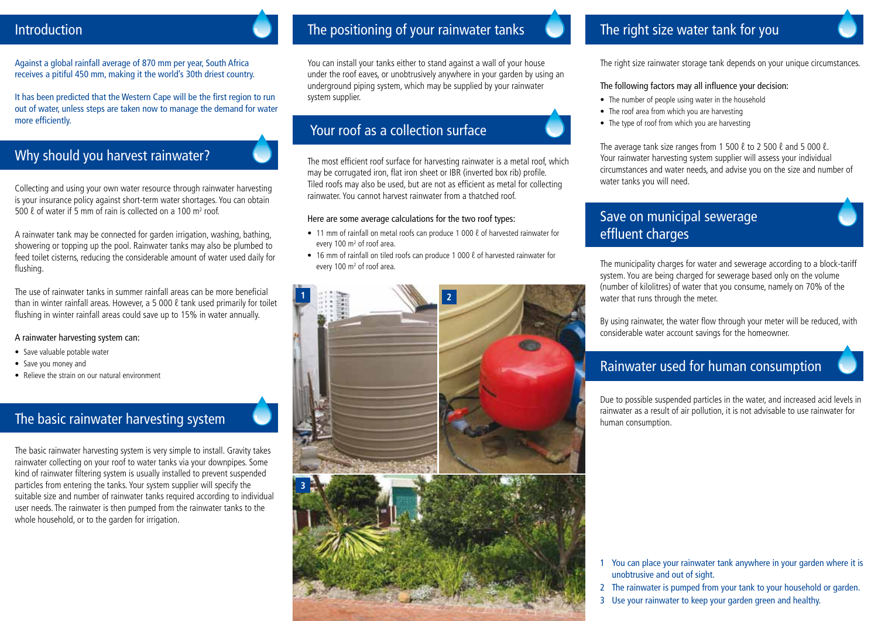## Introduction

Against a global rainfall average of 870 mm per year, South Africa receives a pitiful 450 mm, making it the world's 30th driest country.

It has been predicted that the Western Cape will be the first region to run out of water, unless steps are taken now to manage the demand for water more efficiently.

## Why should you harvest rainwater?

Collecting and using your own water resource through rainwater harvesting is your insurance policy against short-term water shortages. You can obtain 500 ℓ of water if 5 mm of rain is collected on a 100 m² roof.

A rainwater tank may be connected for garden irrigation, washing, bathing, showering or topping up the pool. Rainwater tanks may also be plumbed to feed toilet cisterns, reducing the considerable amount of water used daily for flushing.

The use of rainwater tanks in summer rainfall areas can be more beneficial than in winter rainfall areas. However, a 5 000 ℓ tank used primarily for toilet flushing in winter rainfall areas could save up to 15% in water annually.

A rainwater harvesting system can:

- Save valuable potable water
- Save you money and
- Relieve the strain on our natural environment

## The basic rainwater harvesting system

The basic rainwater harvesting system is very simple to install. Gravity takes rainwater collecting on your roof to water tanks via your downpipes. Some kind of rainwater filtering system is usually installed to prevent suspended particles from entering the tanks. Your system supplier will specify the suitable size and number of rainwater tanks required according to individual user needs. The rainwater is then pumped from the rainwater tanks to the whole household, or to the garden for irrigation.

## The positioning of your rainwater tanks

You can install your tanks either to stand against a wall of your house under the roof eaves, or unobtrusively anywhere in your garden by using an underground piping system, which may be supplied by your rainwater system supplier.

## Your roof as a collection surface

The most efficient roof surface for harvesting rainwater is a metal roof, which may be corrugated iron, flat iron sheet or IBR (inverted box rib) profile. Tiled roofs may also be used, but are not as efficient as metal for collecting rainwater. You cannot harvest rainwater from a thatched roof.

Here are some average calculations for the two roof types:

- 11 mm of rainfall on metal roofs can produce 1 000 ℓ of harvested rainwater for every 100 m² of roof area.
- 16 mm of rainfall on tiled roofs can produce 1 000 ℓ of harvested rainwater for every 100 m² of roof area.

## The right size water tank for you

The right size rainwater storage tank depends on your unique circumstances.

The following factors may all influence your decision:

- The number of people using water in the household
- The roof area from which you are harvesting
- The type of roof from which you are harvesting

The average tank size ranges from 1 500 ℓ to 2 500 ℓ and 5 000 ℓ. Your rainwater harvesting system supplier will assess your individual circumstances and water needs, and advise you on the size and number of water tanks you will need.

## Save on municipal sewerage effluent charges

The municipality charges for water and sewerage according to a block-tariff system. You are being charged for sewerage based only on the volume (number of kilolitres) of water that you consume, namely on 70% of the water that runs through the meter.

By using rainwater, the water flow through your meter will be reduced, with considerable water account savings for the homeowner.

## Rainwater used for human consumption

Due to possible suspended particles in the water, and increased acid levels in rainwater as a result of air pollution, it is not advisable to use rainwater for human consumption.

1 You can place your rainwater tank anywhere in your garden where it is unobtrusive and out of sight.
2 The rainwater is pumped from your tank to your household or garden.
3 Use your rainwater to keep your garden green and healthy.